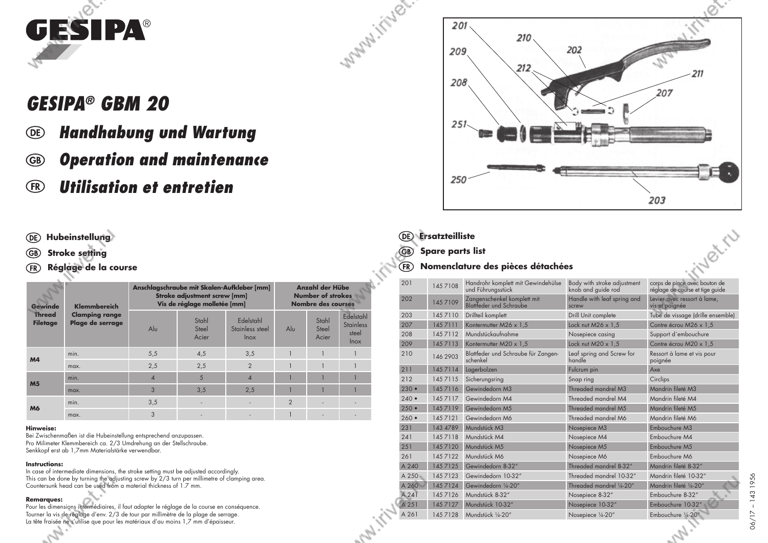# GESIPA®

## *GESIPA® GBM 20*

## *(DE) Handhabung und Wartung*

## *(GB) Operation and maintenance*

## *(FR) Utilisation et entretien*

### (DE) Hubeinstellung
### (GB) Stroke setting
### (FR) Réglage de la course

| Gewinde Thread Filetage | Klemmbereich Clamping range Plage de serrage | Anschlagschraube mit Skalen-Aufkleber [mm] Stroke adjustment screw [mm] Vis de réglage molletée [mm] | | | Anzahl der Hübe Number of strokes Nombre des courses | | |
|---|---|---|---|---|---|---|---|
| | | Alu | Stahl Steel Acier | Edelstahl Stainless steel Inox | Alu | Stahl Steel Acier | Edelstahl Stainless steel Inox |
| **M4** | min. | 5,5 | 4,5 | 3,5 | 1 | 1 | 1 |
| | max. | 2,5 | 2,5 | 2 | 1 | 1 | 1 |
| **M5** | min. | 4 | 5 | 4 | 1 | 1 | 1 |
| | max. | 3 | 3,5 | 2,5 | 1 | 1 | 1 |
| **M6** | min. | 3,5 | - | - | 2 | - | - |
| | max. | 3 | - | - | 1 | - | - |

**Hinweise:**
Bei Zwischenmaßen ist die Hubeinstellung entsprechend anzupassen.
Pro Milimeter Klemmbereich ca. 2/3 Umdrehung an der Stellschraube.
Senkkopf erst ab 1,7mm Materialstärke verwendbar.

**Instructions:**
In case of intermediate dimensions, the stroke setting must be adjusted accordingly.
This can be done by turning the adjusting screw by 2/3 turn per millimetre of clamping area.
Countersunk head can be used from a material thickness of 1.7 mm.

**Remarques:**
Pour les dimensions intermédiaires, il faut adapter le réglage de la course en conséquence.
Tourner la vis de réglage d'env. 2/3 de tour par millimètre de la plage de serrage.
La tête fraisée ne s'utilise que pour les matériaux d'au moins 1,7 mm d'épaisseur.

### (DE) Ersatzteilliste
### (GB) Spare parts list
### (FR) Nomenclature des pièces détachées

| | | DE | GB | FR |
|---|---|---|---|---|
| 201 | 145 7108 | Handrohr komplett mit Gewindehülse und Führungsstück | Body with stroke adjustment knob and guide rod | corps de pince avec bouton de réglage de course et tige guide |
| 202 | 145 7109 | Zangenschenkel komplett mit Blattfeder und Schraube | Handle with leaf spring and screw | Levier avec ressort à lame, vis et poignée |
| 203 | 145 7110 | Drillteil komplett | Drill Unit complete | Tube de vissage (drille ensemble) |
| 207 | 145 7111 | Kontermutter M26 x 1,5 | Lock nut M26 x 1,5 | Contre écrou M26 x 1,5 |
| 208 | 145 7112 | Mundstückaufnahme | Nosepiece casing | Support d'embouchure |
| 209 | 145 7113 | Kontermutter M20 x 1,5 | Lock nut M20 x 1,5 | Contre écrou M20 x 1,5 |
| 210 | 146 2903 | Blattfeder und Schraube für Zangenschenkel | Leaf spring and Screw for handle | Ressort à lame et vis pour poignée |
| 211 | 145 7114 | Lagerbolzen | Fulcrum pin | Axe |
| 212 | 145 7115 | Sicherungsring | Snap ring | Circlips |
| 230 • | 145 7116 | Gewindedorn M3 | Threaded mandrel M3 | Mandrin fileté M3 |
| 240 • | 145 7117 | Gewindedorn M4 | Threaded mandrel M4 | Mandrin fileté M4 |
| 250 • | 145 7119 | Gewindedorn M5 | Threaded mandrel M5 | Mandrin fileté M5 |
| 260 • | 145 7121 | Gewindedorn M6 | Threaded mandrel M6 | Mandrin fileté M6 |
| 231 | 143 4789 | Mundstück M3 | Nosepiece M3 | Embouchure M3 |
| 241 | 145 7118 | Mundstück M4 | Nosepiece M4 | Embouchure M4 |
| 251 | 145 7120 | Mundstück M5 | Nosepiece M5 | Embouchure M5 |
| 261 | 145 7122 | Mundstück M6 | Nosepiece M6 | Embouchure M6 |
| A 240 | 145 7125 | Gewindedorn 8-32" | Threaded mandrel 8-32" | Mandrin fileté 8-32" |
| A 250 | 145 7123 | Gewindedorn 10-32" | Threaded mandrel 10-32" | Mandrin fileté 10-32" |
| A 260 | 145 7124 | Gewindedorn ¼-20" | Threaded mandrel ¼-20" | Mandrin fileté ¼-20" |
| A 241 | 145 7126 | Mundstück 8-32" | Nosepiece 8-32" | Embouchure 8-32" |
| A 251 | 145 7127 | Mundstück 10-32" | Nosepiece 10-32" | Embouchure 10-32" |
| A 261 | 145 7128 | Mundstück ¼-20" | Nosepiece ¼-20" | Embouchure ¼-20" |

06/17 – 143 1956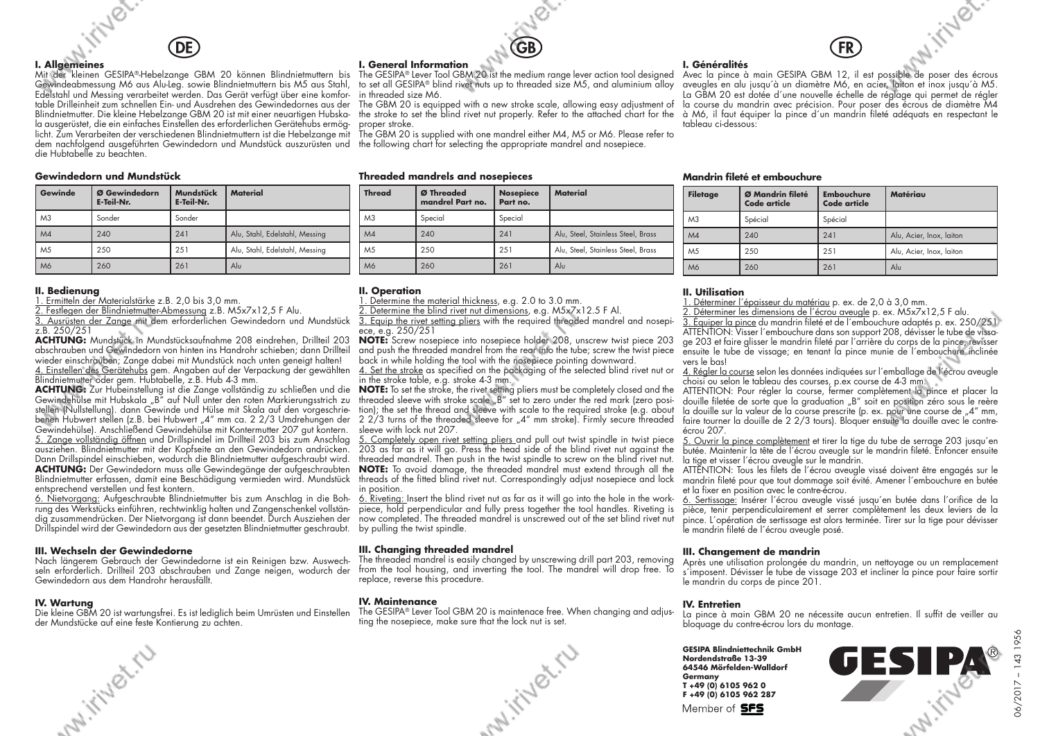DE

## I. Allgemeines

Mit der kleinen GESIPA®-Hebelzange GBM 20 können Blindnietmuttern bis Gewindeabmessung M6 aus Alu-Leg. sowie Blindnietmuttern bis M5 aus Stahl, Edelstahl und Messing verarbeitet werden. Das Gerät verfügt über eine komfortable Drilleinheit zum schnellen Ein- und Ausdrehen des Gewindedornes aus der Blindnietmutter. Die kleine Hebelzange GBM 20 ist mit einer neuartigen Hubskala ausgerüstet, die ein einfaches Einstellen des erforderlichen Gerätehubs ermöglicht. Zum Verarbeiten der verschiedenen Blindnietmuttern ist die Hebelzange mit dem nachfolgend ausgeführten Gewindedorn und Mundstück auszurüsten und die Hubtabelle zu beachten.

### Gewindedorn und Mundstück

| Gewinde | Ø Gewindedorn E-Teil-Nr. | Mundstück E-Teil-Nr. | Material |
|---|---|---|---|
| M3 | Sonder | Sonder | |
| M4 | 240 | 241 | Alu, Stahl, Edelstahl, Messing |
| M5 | 250 | 251 | Alu, Stahl, Edelstahl, Messing |
| M6 | 260 | 261 | Alu |

## II. Bedienung

1. Ermitteln der Materialstärke z.B. 2,0 bis 3,0 mm.
2. Festlegen der Blindnietmutter-Abmessung z.B. M5x7x12,5 F Alu.
3. Ausrüsten der Zange mit dem erforderlichen Gewindedorn und Mundstück z.B. 250/251

**ACHTUNG:** Mundstück in Mundstücksaufnahme 208 eindrehen, Drillteil 203 abschrauben und Gewindedorn von hinten ins Handrohr schieben; dann Drillteil wieder einschrauben; Zange dabei mit Mundstück nach unten geneigt halten!

4. Einstellen des Gerätehubs gem. Angaben auf der Verpackung der gewählten Blindnietmutter oder gem. Hubtabelle, z.B. Hub 4-3 mm.

**ACHTUNG:** Zur Hubeinstellung ist die Zange vollständig zu schließen und die Gewindehülse mit Hubskala „B" auf Null unter den roten Markierungsstrich zu stellen (Nullstellung). dann Gewinde und Hülse mit Skala auf den vorgeschriebenen Hubwert stellen (z.B. bei Hubwert „4" mm ca. 2 2/3 Umdrehungen der Gewindehülse). Anschließend Gewindehülse mit Kontermutter 207 gut kontern.

5. Zange vollständig öffnen und Drillspindel im Drillteil 203 bis zum Anschlag ausziehen. Blindnietmutter mit der Kopfseite an den Gewindedorn andrücken. Dann Drillspindel einschieben, wodurch die Blindnietmutter aufgeschraubt wird.

**ACHTUNG:** Der Gewindedorn muss alle Gewindegänge der aufgeschraubten Blindnietmutter erfassen, damit eine Beschädigung vermieden wird. Mundstück entsprechend verstellen und fest kontern.

6. Nietvorgang: Aufgeschraubte Blindnietmutter bis zum Anschlag in die Bohrung des Werkstücks einführen, rechtwinklig halten und Zangenschenkel vollständig zusammendrücken. Der Nietvorgang ist dann beendet. Durch Ausziehen der Drillspindel wird der Gewindedorn aus der gesetzten Blindnietmutter geschraubt.

## III. Wechseln der Gewindedorne

Nach längerem Gebrauch der Gewindedorne ist ein Reinigen bzw. Auswechseln erforderlich. Drillteil 203 abschrauben und Zange neigen, wodurch der Gewindedorn aus dem Handrohr herausfällt.

## IV. Wartung

Die kleine GBM 20 ist wartungsfrei. Es ist lediglich beim Umrüsten und Einstellen der Mundstücke auf eine feste Kontierung zu achten.

GB

## I. General Information

The GESIPA® Lever Tool GBM 20 ist the medium range lever action tool designed to set all GESIPA® blind rivet nuts up to threaded size M5, and aluminium alloy in threaded size M6.

The GBM 20 is equipped with a new stroke scale, allowing easy adjustment of the stroke to set the blind rivet nut properly. Refer to the attached chart for the proper stroke.

The GBM 20 is supplied with one mandrel either M4, M5 or M6. Please refer to the following chart for selecting the appropriate mandrel and nosepiece.

### Threaded mandrels and nosepieces

| Thread | Ø Threaded mandrel Part no. | Nosepiece Part no. | Material |
|---|---|---|---|
| M3 | Special | Special | |
| M4 | 240 | 241 | Alu, Steel, Stainless Steel, Brass |
| M5 | 250 | 251 | Alu, Steel, Stainless Steel, Brass |
| M6 | 260 | 261 | Alu |

## II. Operation

1. Determine the material thickness, e.g. 2.0 to 3.0 mm.
2. Determine the blind rivet nut dimensions, e.g. M5x7x12.5 F Al.
3. Equip the rivet setting pliers with the required threaded mandrel and nosepiece, e.g. 250/251

**NOTE:** Screw nosepiece into nosepiece holder 208, unscrew twist piece 203 and push the threaded mandrel from the rear into the tube; screw the twist piece back in while holding the tool with the nosepiece pointing downward.

4. Set the stroke as specified on the packaging of the selected blind rivet nut or in the stroke table, e.g. stroke 4-3 mm.

**NOTE:** To set the stroke, the rivet setting pliers must be completely closed and the threaded sleeve with stroke scale „B" set to zero under the red mark (zero position); the set the thread and sleeve with scale to the required stroke (e.g. about 2 2/3 turns of the threaded sleeve for „4" mm stroke). Firmly secure threaded sleeve with lock nut 207.

5. Completely open rivet setting pliers and pull out twist spindle in twist piece 203 as far as it will go. Press the head side of the blind rivet nut against the threaded mandrel. Then push in the twist spindle to screw on the blind rivet nut.

**NOTE:** To avoid damage, the threaded mandrel must extend through all the threads of the fitted blind rivet nut. Correspondingly adjust nosepiece and lock in position.

6. Riveting: Insert the blind rivet nut as far as it will go into the hole in the workpiece, hold perpendicular and fully press together the tool handles. Riveting is now completed. The threaded mandrel is unscrewed out of the set blind rivet nut by pulling the twist spindle.

## III. Changing threaded mandrel

The threaded mandrel is easily changed by unscrewing drill part 203, removing from the tool housing, and inverting the tool. The mandrel will drop free. To replace, reverse this procedure.

## IV. Maintenance

The GESIPA® Lever Tool GBM 20 is maintenace free. When changing and adjusting the nosepiece, make sure that the lock nut is set.

FR

## I. Généralités

Avec la pince à main GESIPA GBM 12, il est possible de poser des écrous aveugles en alu jusqu'à un diamètre M6, en acier, laiton et inox jusqu'à M5. La GBM 20 est dotée d'une nouvelle échelle de réglage qui permet de régler la course du mandrin avec précision. Pour poser des écrous de diamètre M4 à M6, il faut équiper la pince d'un mandrin fileté adéquats en respectant le tableau ci-dessous:

### Mandrin fileté et embouchure

| Filetage | Ø Mandrin fileté Code article | Embouchure Code article | Matériau |
|---|---|---|---|
| M3 | Spécial | Spécial | |
| M4 | 240 | 241 | Alu, Acier, Inox, laiton |
| M5 | 250 | 251 | Alu, Acier, Inox, laiton |
| M6 | 260 | 261 | Alu |

## II. Utilisation

1. Déterminer l'épaisseur du matériau p. ex. de 2,0 à 3,0 mm.
2. Déterminer les dimensions de l'écrou aveugle p. ex. M5x7x12,5 F alu.
3. Equiper la pince du mandrin fileté et de l'embouchure adaptés p. ex. 250/251

ATTENTION: Visser l'embouchure dans son support 208, dévisser le tube de vissage 203 et faire glisser le mandrin fileté par l'arrière du corps de la pince, revisser ensuite le tube de vissage; en tenant la pince munie de l'embouchure inclinée vers le bas!

4. Régler la course selon les données indiquées sur l'emballage de l'écrou aveugle choisi ou selon le tableau des courses, p.ex course de 4-3 mm.

ATTENTION: Pour régler la course, fermer complètement la pince et placer la douille filetée de sorte que la graduation „B" soit en position zéro sous le reère la bague de la valeur de la course prescrite (p. ex. pour une course de „4" mm, faire tourner la douille de 2 2/3 tours). Bloquer ensuite la douille avec le contre-écrou 207.

5. Ouvrir la pince complètement et tirer la tige du tube de serrage 203 jusqu'en butée. Maintenir la tête de l'écrou aveugle sur le mandrin fileté. Enfoncer ensuite la tige et visser l'écrou aveugle sur le mandrin.

ATTENTION: Tous les filets de l'écrou aveugle vissé doivent être engagés sur le mandrin fileté pour que tout dommage soit évité. Amener l'embouchure en butée et la fixer en position avec le contre-écrou.

6. Sertissage: Insérer l'écrou aveugle vissé jusqu'en butée dans l'orifice de la pièce, tenir perpendiculairement et serrer complètement les deux leviers de la pince. L'opération de sertissage est alors terminée. Tirer sur la tige pour dévisser le mandrin fileté de l'écrou aveugle posé.

## III. Changement de mandrin

Après une utilisation prolongée du mandrin, un nettoyage ou un remplacement s'imposent. Dévisser le tube de vissage 203 et incliner la pince pour faire sortir le mandrin du corps de pince 201.

## IV. Entretien

La pince à main GBM 20 ne nécessite aucun entretien. Il suffit de veiller au bloquage du contre-écrou lors du montage.

**GESIPA Blindniettechnik GmbH**
**Nordendstraße 13-39**
**64546 Mörfelden-Walldorf**
**Germany**
**T +49 (0) 6105 962 0**
**F +49 (0) 6105 962 287**

GESIPA®

Member of SFS

06/2017 – 143 1956